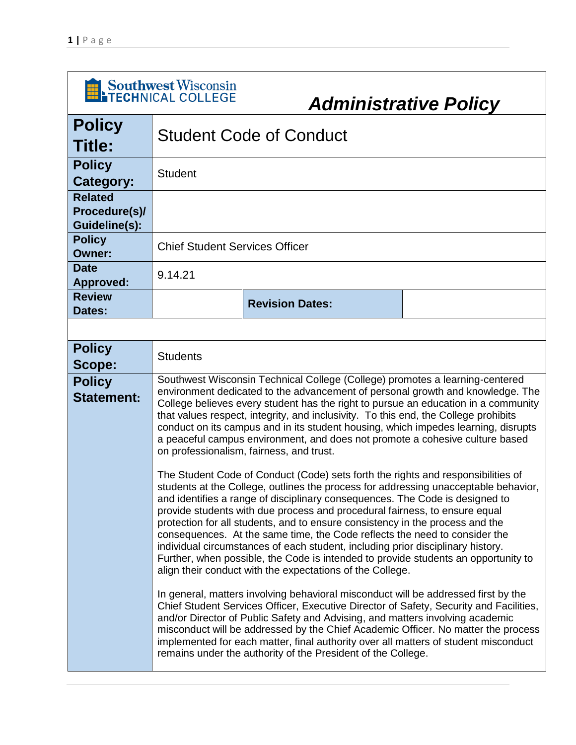Southwest Wisconsin TECHNICAL COLLEGE

# Administrative Policy

| | | | |
|---|---|---|---|
| **Policy Title:** | Student Code of Conduct | | |
| **Policy Category:** | Student | | |
| **Related Procedure(s)/ Guideline(s):** | | | |
| **Policy Owner:** | Chief Student Services Officer | | |
| **Date Approved:** | 9.14.21 | | |
| **Review Dates:** | | **Revision Dates:** | |

| | |
|---|---|
| **Policy Scope:** | Students |
| **Policy Statement:** | Southwest Wisconsin Technical College (College) promotes a learning-centered environment dedicated to the advancement of personal growth and knowledge. The College believes every student has the right to pursue an education in a community that values respect, integrity, and inclusivity. To this end, the College prohibits conduct on its campus and in its student housing, which impedes learning, disrupts a peaceful campus environment, and does not promote a cohesive culture based on professionalism, fairness, and trust.<br><br>The Student Code of Conduct (Code) sets forth the rights and responsibilities of students at the College, outlines the process for addressing unacceptable behavior, and identifies a range of disciplinary consequences. The Code is designed to provide students with due process and procedural fairness, to ensure equal protection for all students, and to ensure consistency in the process and the consequences. At the same time, the Code reflects the need to consider the individual circumstances of each student, including prior disciplinary history. Further, when possible, the Code is intended to provide students an opportunity to align their conduct with the expectations of the College.<br><br>In general, matters involving behavioral misconduct will be addressed first by the Chief Student Services Officer, Executive Director of Safety, Security and Facilities, and/or Director of Public Safety and Advising, and matters involving academic misconduct will be addressed by the Chief Academic Officer. No matter the process implemented for each matter, final authority over all matters of student misconduct remains under the authority of the President of the College. |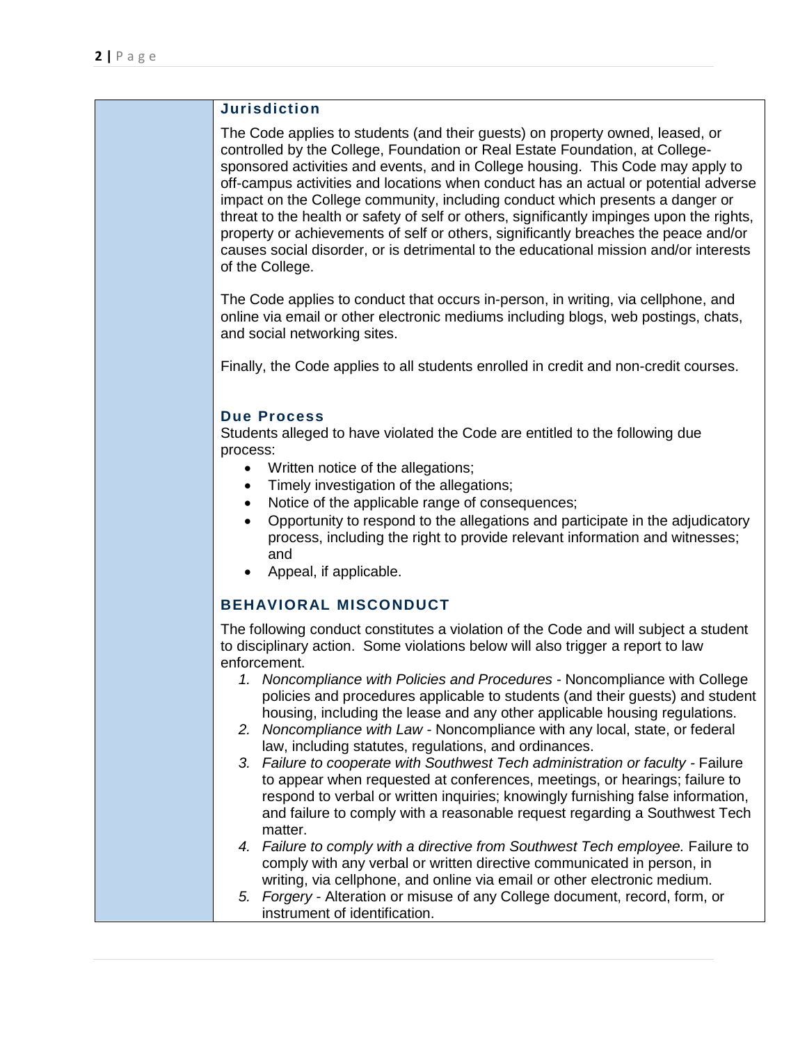### Jurisdiction

The Code applies to students (and their guests) on property owned, leased, or controlled by the College, Foundation or Real Estate Foundation, at College-sponsored activities and events, and in College housing. This Code may apply to off-campus activities and locations when conduct has an actual or potential adverse impact on the College community, including conduct which presents a danger or threat to the health or safety of self or others, significantly impinges upon the rights, property or achievements of self or others, significantly breaches the peace and/or causes social disorder, or is detrimental to the educational mission and/or interests of the College.

The Code applies to conduct that occurs in-person, in writing, via cellphone, and online via email or other electronic mediums including blogs, web postings, chats, and social networking sites.

Finally, the Code applies to all students enrolled in credit and non-credit courses.

### Due Process

Students alleged to have violated the Code are entitled to the following due process:

- Written notice of the allegations;
- Timely investigation of the allegations;
- Notice of the applicable range of consequences;
- Opportunity to respond to the allegations and participate in the adjudicatory process, including the right to provide relevant information and witnesses; and
- Appeal, if applicable.

## BEHAVIORAL MISCONDUCT

The following conduct constitutes a violation of the Code and will subject a student to disciplinary action. Some violations below will also trigger a report to law enforcement.

1. *Noncompliance with Policies and Procedures* - Noncompliance with College policies and procedures applicable to students (and their guests) and student housing, including the lease and any other applicable housing regulations.
2. *Noncompliance with Law* - Noncompliance with any local, state, or federal law, including statutes, regulations, and ordinances.
3. *Failure to cooperate with Southwest Tech administration or faculty* - Failure to appear when requested at conferences, meetings, or hearings; failure to respond to verbal or written inquiries; knowingly furnishing false information, and failure to comply with a reasonable request regarding a Southwest Tech matter.
4. *Failure to comply with a directive from Southwest Tech employee.* Failure to comply with any verbal or written directive communicated in person, in writing, via cellphone, and online via email or other electronic medium.
5. *Forgery* - Alteration or misuse of any College document, record, form, or instrument of identification.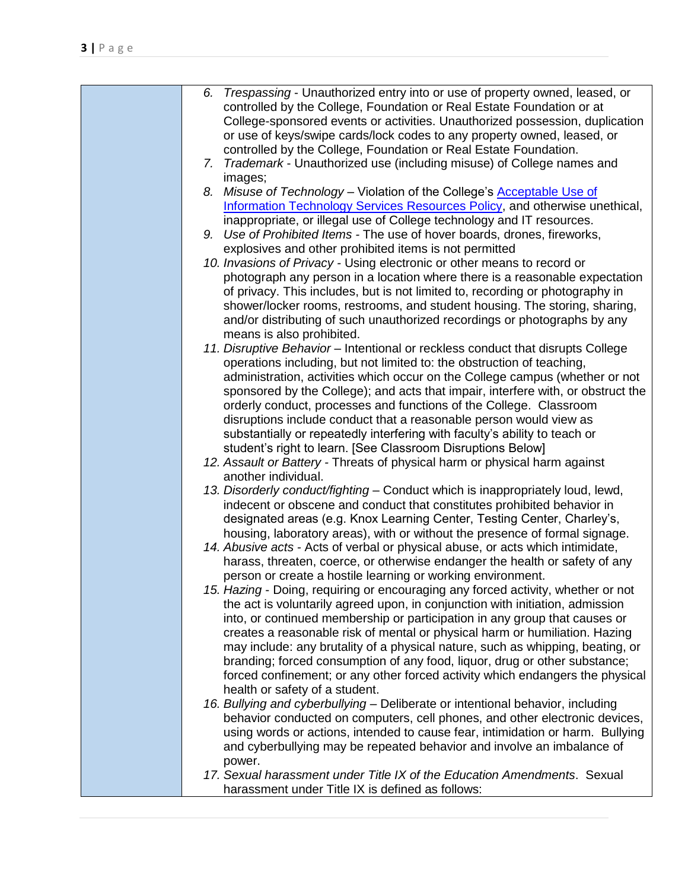6. *Trespassing* - Unauthorized entry into or use of property owned, leased, or controlled by the College, Foundation or Real Estate Foundation or at College-sponsored events or activities. Unauthorized possession, duplication or use of keys/swipe cards/lock codes to any property owned, leased, or controlled by the College, Foundation or Real Estate Foundation.
7. *Trademark* - Unauthorized use (including misuse) of College names and images;
8. *Misuse of Technology* – Violation of the College's Acceptable Use of Information Technology Services Resources Policy, and otherwise unethical, inappropriate, or illegal use of College technology and IT resources.
9. *Use of Prohibited Items* - The use of hover boards, drones, fireworks, explosives and other prohibited items is not permitted
10. *Invasions of Privacy* - Using electronic or other means to record or photograph any person in a location where there is a reasonable expectation of privacy. This includes, but is not limited to, recording or photography in shower/locker rooms, restrooms, and student housing. The storing, sharing, and/or distributing of such unauthorized recordings or photographs by any means is also prohibited.
11. *Disruptive Behavior* – Intentional or reckless conduct that disrupts College operations including, but not limited to: the obstruction of teaching, administration, activities which occur on the College campus (whether or not sponsored by the College); and acts that impair, interfere with, or obstruct the orderly conduct, processes and functions of the College. Classroom disruptions include conduct that a reasonable person would view as substantially or repeatedly interfering with faculty's ability to teach or student's right to learn. [See Classroom Disruptions Below]
12. *Assault or Battery* - Threats of physical harm or physical harm against another individual.
13. *Disorderly conduct/fighting* – Conduct which is inappropriately loud, lewd, indecent or obscene and conduct that constitutes prohibited behavior in designated areas (e.g. Knox Learning Center, Testing Center, Charley's, housing, laboratory areas), with or without the presence of formal signage.
14. *Abusive acts* - Acts of verbal or physical abuse, or acts which intimidate, harass, threaten, coerce, or otherwise endanger the health or safety of any person or create a hostile learning or working environment.
15. *Hazing* - Doing, requiring or encouraging any forced activity, whether or not the act is voluntarily agreed upon, in conjunction with initiation, admission into, or continued membership or participation in any group that causes or creates a reasonable risk of mental or physical harm or humiliation. Hazing may include: any brutality of a physical nature, such as whipping, beating, or branding; forced consumption of any food, liquor, drug or other substance; forced confinement; or any other forced activity which endangers the physical health or safety of a student.
16. *Bullying and cyberbullying* – Deliberate or intentional behavior, including behavior conducted on computers, cell phones, and other electronic devices, using words or actions, intended to cause fear, intimidation or harm. Bullying and cyberbullying may be repeated behavior and involve an imbalance of power.
17. *Sexual harassment under Title IX of the Education Amendments*. Sexual harassment under Title IX is defined as follows: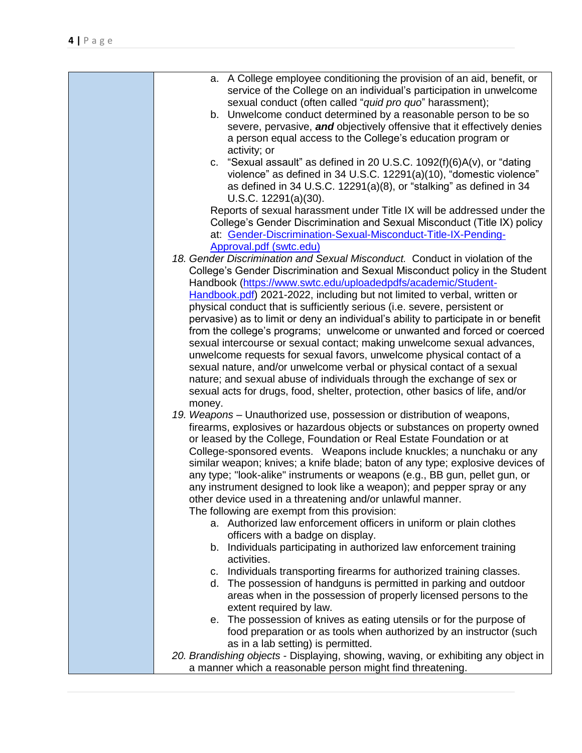a. A College employee conditioning the provision of an aid, benefit, or service of the College on an individual's participation in unwelcome sexual conduct (often called "*quid pro quo*" harassment);
b. Unwelcome conduct determined by a reasonable person to be so severe, pervasive, ***and*** objectively offensive that it effectively denies a person equal access to the College's education program or activity; or
c. "Sexual assault" as defined in 20 U.S.C. 1092(f)(6)A(v), or "dating violence" as defined in 34 U.S.C. 12291(a)(10), "domestic violence" as defined in 34 U.S.C. 12291(a)(8), or "stalking" as defined in 34 U.S.C. 12291(a)(30).

Reports of sexual harassment under Title IX will be addressed under the College's Gender Discrimination and Sexual Misconduct (Title IX) policy at: [Gender-Discrimination-Sexual-Misconduct-Title-IX-Pending-Approval.pdf (swtc.edu)](Gender-Discrimination-Sexual-Misconduct-Title-IX-Pending-Approval.pdf)

18. *Gender Discrimination and Sexual Misconduct.* Conduct in violation of the College's Gender Discrimination and Sexual Misconduct policy in the Student Handbook ([https://www.swtc.edu/uploadedpdfs/academic/Student-Handbook.pdf](https://www.swtc.edu/uploadedpdfs/academic/Student-Handbook.pdf)) 2021-2022, including but not limited to verbal, written or physical conduct that is sufficiently serious (i.e. severe, persistent or pervasive) as to limit or deny an individual's ability to participate in or benefit from the college's programs; unwelcome or unwanted and forced or coerced sexual intercourse or sexual contact; making unwelcome sexual advances, unwelcome requests for sexual favors, unwelcome physical contact of a sexual nature, and/or unwelcome verbal or physical contact of a sexual nature; and sexual abuse of individuals through the exchange of sex or sexual acts for drugs, food, shelter, protection, other basics of life, and/or money.

19. *Weapons* – Unauthorized use, possession or distribution of weapons, firearms, explosives or hazardous objects or substances on property owned or leased by the College, Foundation or Real Estate Foundation or at College-sponsored events. Weapons include knuckles; a nunchaku or any similar weapon; knives; a knife blade; baton of any type; explosive devices of any type; "look-alike" instruments or weapons (e.g., BB gun, pellet gun, or any instrument designed to look like a weapon); and pepper spray or any other device used in a threatening and/or unlawful manner.

    The following are exempt from this provision:

    a. Authorized law enforcement officers in uniform or plain clothes officers with a badge on display.
    b. Individuals participating in authorized law enforcement training activities.
    c. Individuals transporting firearms for authorized training classes.
    d. The possession of handguns is permitted in parking and outdoor areas when in the possession of properly licensed persons to the extent required by law.
    e. The possession of knives as eating utensils or for the purpose of food preparation or as tools when authorized by an instructor (such as in a lab setting) is permitted.

20. *Brandishing objects* - Displaying, showing, waving, or exhibiting any object in a manner which a reasonable person might find threatening.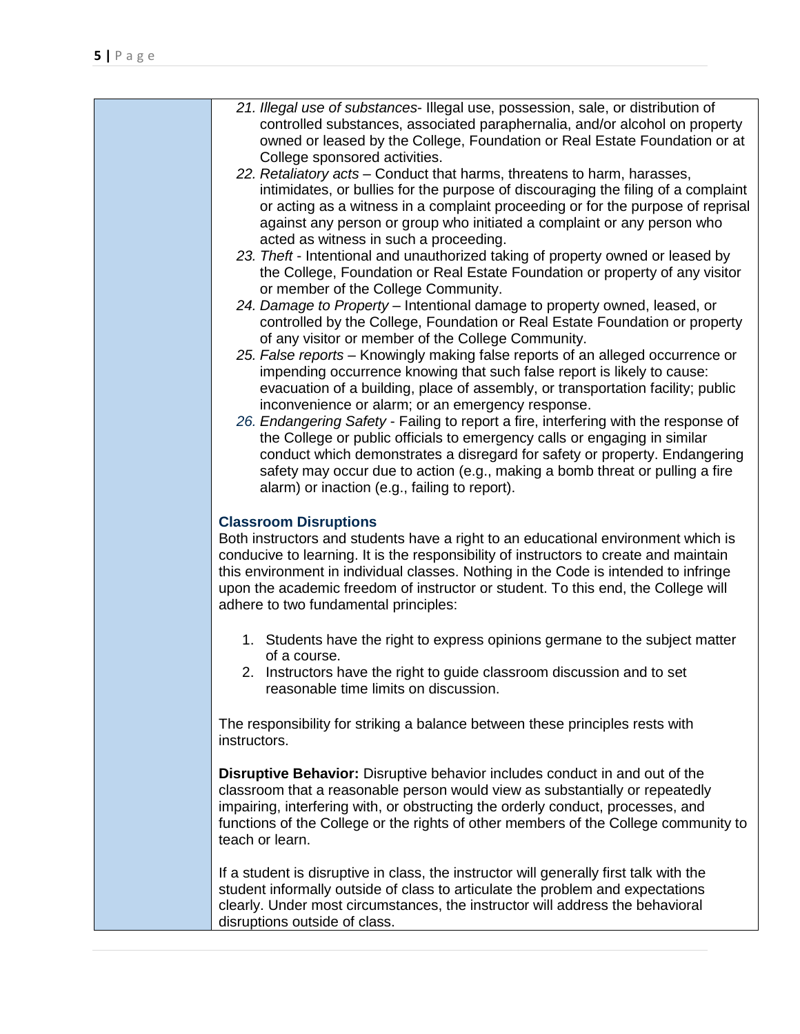21. *Illegal use of substances*- Illegal use, possession, sale, or distribution of controlled substances, associated paraphernalia, and/or alcohol on property owned or leased by the College, Foundation or Real Estate Foundation or at College sponsored activities.
22. *Retaliatory acts* – Conduct that harms, threatens to harm, harasses, intimidates, or bullies for the purpose of discouraging the filing of a complaint or acting as a witness in a complaint proceeding or for the purpose of reprisal against any person or group who initiated a complaint or any person who acted as witness in such a proceeding.
23. *Theft* - Intentional and unauthorized taking of property owned or leased by the College, Foundation or Real Estate Foundation or property of any visitor or member of the College Community.
24. *Damage to Property* – Intentional damage to property owned, leased, or controlled by the College, Foundation or Real Estate Foundation or property of any visitor or member of the College Community.
25. *False reports* – Knowingly making false reports of an alleged occurrence or impending occurrence knowing that such false report is likely to cause: evacuation of a building, place of assembly, or transportation facility; public inconvenience or alarm; or an emergency response.
26. *Endangering Safety* - Failing to report a fire, interfering with the response of the College or public officials to emergency calls or engaging in similar conduct which demonstrates a disregard for safety or property. Endangering safety may occur due to action (e.g., making a bomb threat or pulling a fire alarm) or inaction (e.g., failing to report).

### Classroom Disruptions

Both instructors and students have a right to an educational environment which is conducive to learning. It is the responsibility of instructors to create and maintain this environment in individual classes. Nothing in the Code is intended to infringe upon the academic freedom of instructor or student. To this end, the College will adhere to two fundamental principles:

1. Students have the right to express opinions germane to the subject matter of a course.
2. Instructors have the right to guide classroom discussion and to set reasonable time limits on discussion.

The responsibility for striking a balance between these principles rests with instructors.

**Disruptive Behavior:** Disruptive behavior includes conduct in and out of the classroom that a reasonable person would view as substantially or repeatedly impairing, interfering with, or obstructing the orderly conduct, processes, and functions of the College or the rights of other members of the College community to teach or learn.

If a student is disruptive in class, the instructor will generally first talk with the student informally outside of class to articulate the problem and expectations clearly. Under most circumstances, the instructor will address the behavioral disruptions outside of class.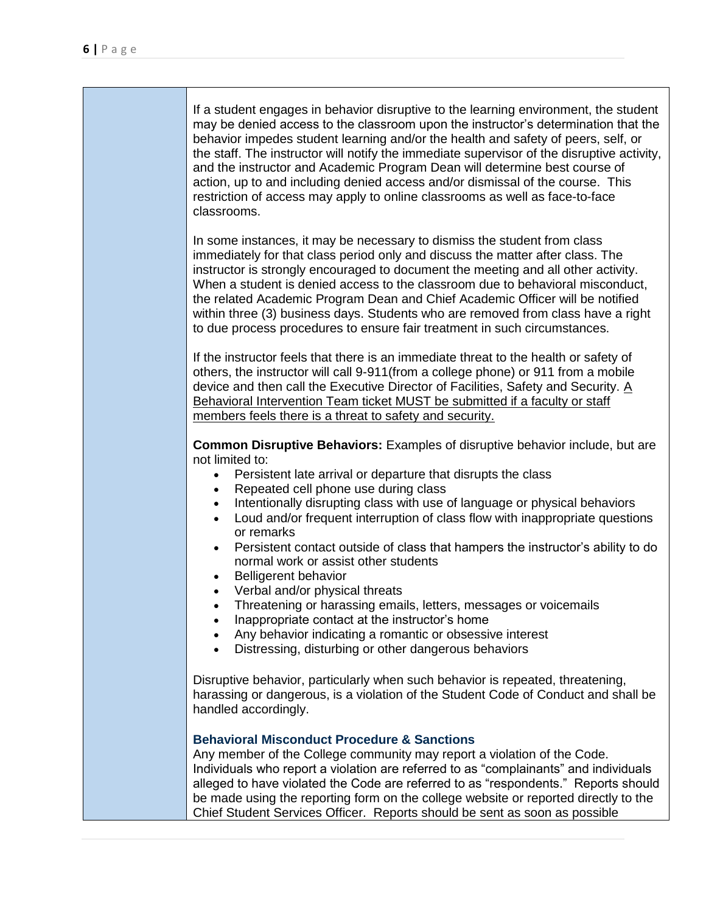If a student engages in behavior disruptive to the learning environment, the student may be denied access to the classroom upon the instructor's determination that the behavior impedes student learning and/or the health and safety of peers, self, or the staff. The instructor will notify the immediate supervisor of the disruptive activity, and the instructor and Academic Program Dean will determine best course of action, up to and including denied access and/or dismissal of the course. This restriction of access may apply to online classrooms as well as face-to-face classrooms.

In some instances, it may be necessary to dismiss the student from class immediately for that class period only and discuss the matter after class. The instructor is strongly encouraged to document the meeting and all other activity. When a student is denied access to the classroom due to behavioral misconduct, the related Academic Program Dean and Chief Academic Officer will be notified within three (3) business days. Students who are removed from class have a right to due process procedures to ensure fair treatment in such circumstances.

If the instructor feels that there is an immediate threat to the health or safety of others, the instructor will call 9-911(from a college phone) or 911 from a mobile device and then call the Executive Director of Facilities, Safety and Security. <u>A Behavioral Intervention Team ticket MUST be submitted if a faculty or staff members feels there is a threat to safety and security.</u>

**Common Disruptive Behaviors:** Examples of disruptive behavior include, but are not limited to:

- Persistent late arrival or departure that disrupts the class
- Repeated cell phone use during class
- Intentionally disrupting class with use of language or physical behaviors
- Loud and/or frequent interruption of class flow with inappropriate questions or remarks
- Persistent contact outside of class that hampers the instructor's ability to do normal work or assist other students
- Belligerent behavior
- Verbal and/or physical threats
- Threatening or harassing emails, letters, messages or voicemails
- Inappropriate contact at the instructor's home
- Any behavior indicating a romantic or obsessive interest
- Distressing, disturbing or other dangerous behaviors

Disruptive behavior, particularly when such behavior is repeated, threatening, harassing or dangerous, is a violation of the Student Code of Conduct and shall be handled accordingly.

### Behavioral Misconduct Procedure & Sanctions

Any member of the College community may report a violation of the Code. Individuals who report a violation are referred to as "complainants" and individuals alleged to have violated the Code are referred to as "respondents." Reports should be made using the reporting form on the college website or reported directly to the Chief Student Services Officer. Reports should be sent as soon as possible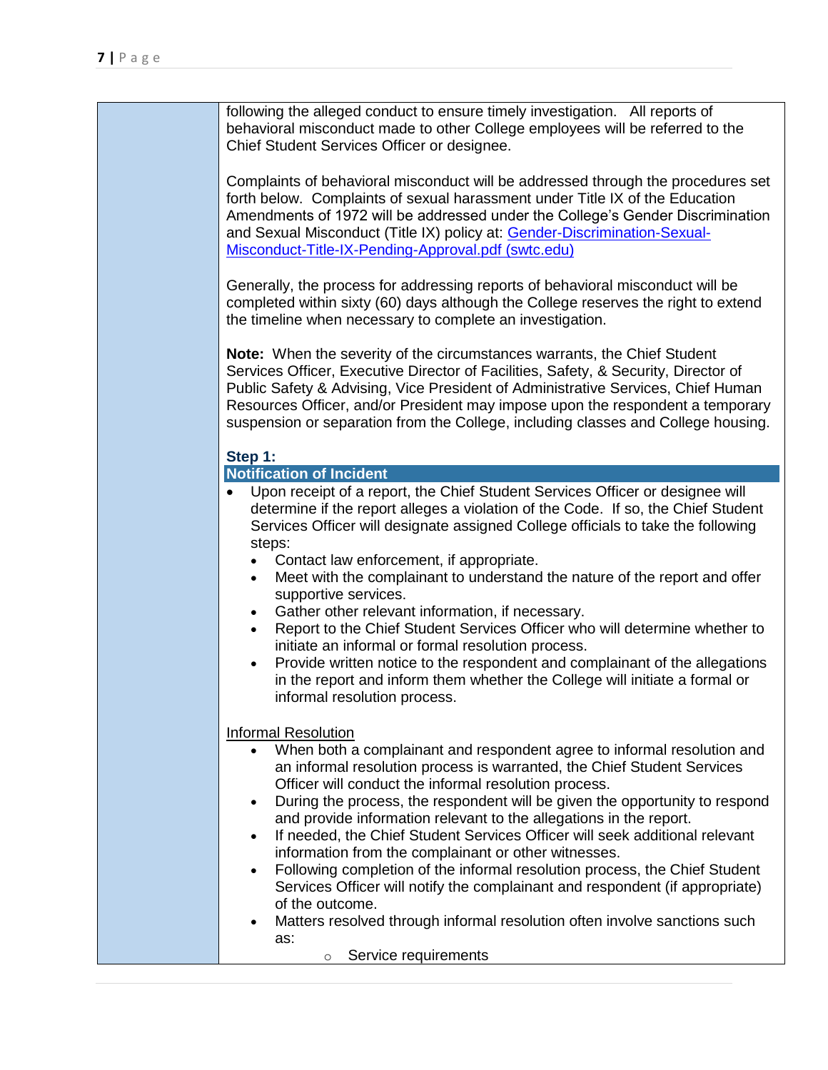following the alleged conduct to ensure timely investigation. All reports of behavioral misconduct made to other College employees will be referred to the Chief Student Services Officer or designee.

Complaints of behavioral misconduct will be addressed through the procedures set forth below. Complaints of sexual harassment under Title IX of the Education Amendments of 1972 will be addressed under the College's Gender Discrimination and Sexual Misconduct (Title IX) policy at: [Gender-Discrimination-Sexual-Misconduct-Title-IX-Pending-Approval.pdf (swtc.edu)]

Generally, the process for addressing reports of behavioral misconduct will be completed within sixty (60) days although the College reserves the right to extend the timeline when necessary to complete an investigation.

**Note:** When the severity of the circumstances warrants, the Chief Student Services Officer, Executive Director of Facilities, Safety, & Security, Director of Public Safety & Advising, Vice President of Administrative Services, Chief Human Resources Officer, and/or President may impose upon the respondent a temporary suspension or separation from the College, including classes and College housing.

### Step 1:

### Notification of Incident

- Upon receipt of a report, the Chief Student Services Officer or designee will determine if the report alleges a violation of the Code. If so, the Chief Student Services Officer will designate assigned College officials to take the following steps:
  - Contact law enforcement, if appropriate.
  - Meet with the complainant to understand the nature of the report and offer supportive services.
  - Gather other relevant information, if necessary.
  - Report to the Chief Student Services Officer who will determine whether to initiate an informal or formal resolution process.
  - Provide written notice to the respondent and complainant of the allegations in the report and inform them whether the College will initiate a formal or informal resolution process.

<u>Informal Resolution</u>

- When both a complainant and respondent agree to informal resolution and an informal resolution process is warranted, the Chief Student Services Officer will conduct the informal resolution process.
- During the process, the respondent will be given the opportunity to respond and provide information relevant to the allegations in the report.
- If needed, the Chief Student Services Officer will seek additional relevant information from the complainant or other witnesses.
- Following completion of the informal resolution process, the Chief Student Services Officer will notify the complainant and respondent (if appropriate) of the outcome.
- Matters resolved through informal resolution often involve sanctions such as:
  - Service requirements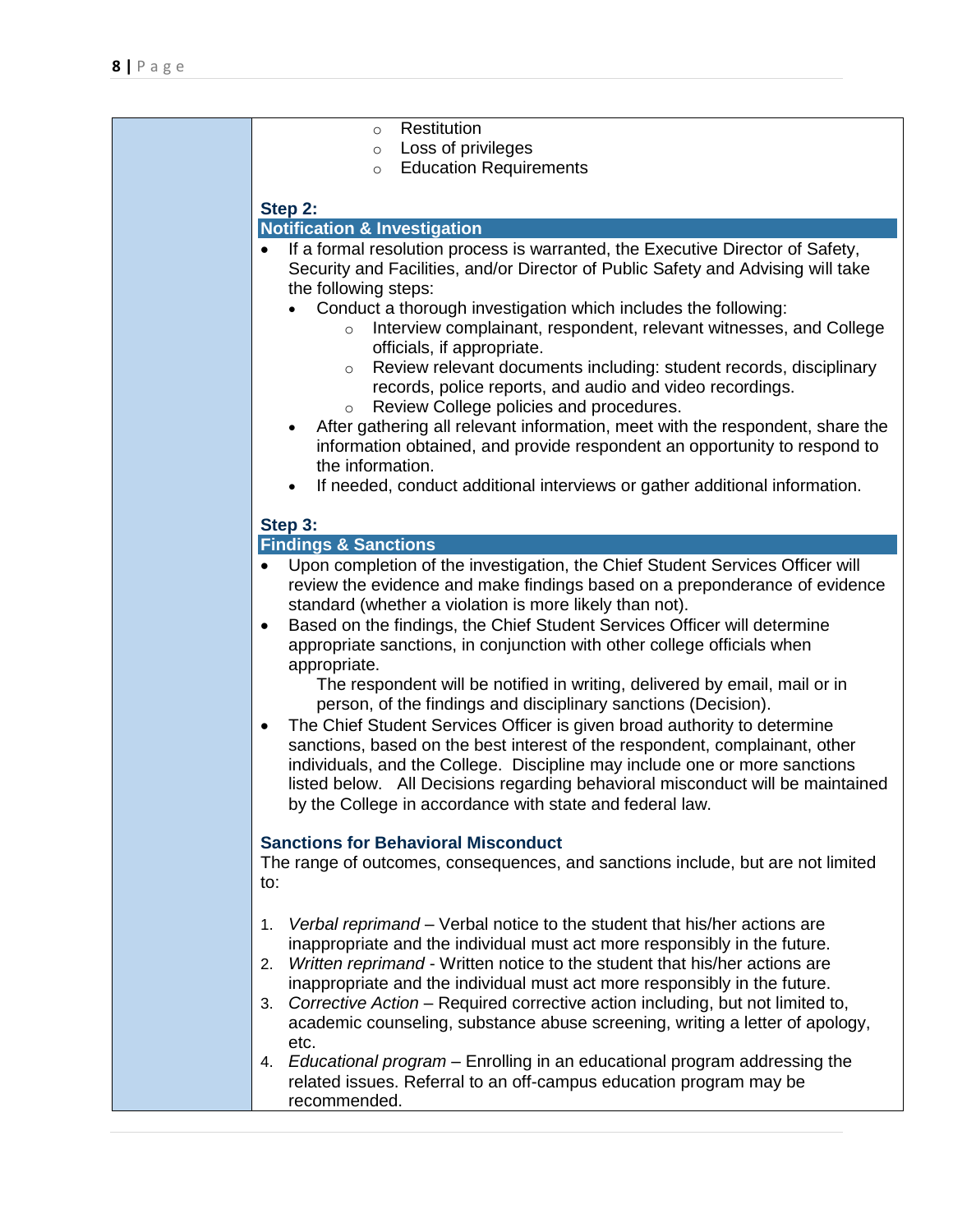- Restitution
- Loss of privileges
- Education Requirements

**Step 2:**

**Notification & Investigation**

- If a formal resolution process is warranted, the Executive Director of Safety, Security and Facilities, and/or Director of Public Safety and Advising will take the following steps:
  - Conduct a thorough investigation which includes the following:
    - Interview complainant, respondent, relevant witnesses, and College officials, if appropriate.
    - Review relevant documents including: student records, disciplinary records, police reports, and audio and video recordings.
    - Review College policies and procedures.
  - After gathering all relevant information, meet with the respondent, share the information obtained, and provide respondent an opportunity to respond to the information.
  - If needed, conduct additional interviews or gather additional information.

**Step 3:**

**Findings & Sanctions**

- Upon completion of the investigation, the Chief Student Services Officer will review the evidence and make findings based on a preponderance of evidence standard (whether a violation is more likely than not).
- Based on the findings, the Chief Student Services Officer will determine appropriate sanctions, in conjunction with other college officials when appropriate.

  The respondent will be notified in writing, delivered by email, mail or in person, of the findings and disciplinary sanctions (Decision).
- The Chief Student Services Officer is given broad authority to determine sanctions, based on the best interest of the respondent, complainant, other individuals, and the College. Discipline may include one or more sanctions listed below. All Decisions regarding behavioral misconduct will be maintained by the College in accordance with state and federal law.

**Sanctions for Behavioral Misconduct**

The range of outcomes, consequences, and sanctions include, but are not limited to:

1. *Verbal reprimand* – Verbal notice to the student that his/her actions are inappropriate and the individual must act more responsibly in the future.
2. *Written reprimand* - Written notice to the student that his/her actions are inappropriate and the individual must act more responsibly in the future.
3. *Corrective Action* – Required corrective action including, but not limited to, academic counseling, substance abuse screening, writing a letter of apology, etc.
4. *Educational program* – Enrolling in an educational program addressing the related issues. Referral to an off-campus education program may be recommended.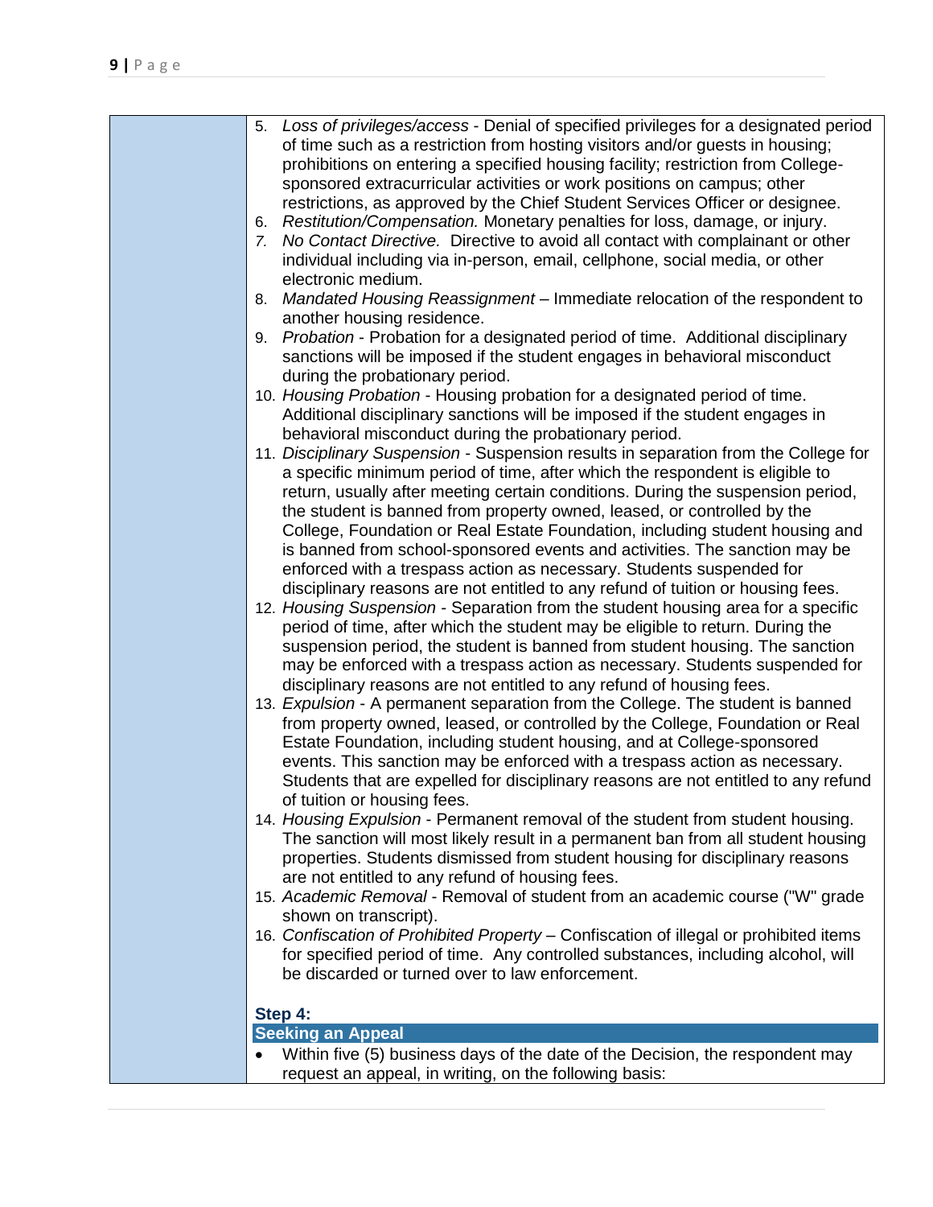5. *Loss of privileges/access* - Denial of specified privileges for a designated period of time such as a restriction from hosting visitors and/or guests in housing; prohibitions on entering a specified housing facility; restriction from College-sponsored extracurricular activities or work positions on campus; other restrictions, as approved by the Chief Student Services Officer or designee.
6. *Restitution/Compensation.* Monetary penalties for loss, damage, or injury.
7. *No Contact Directive.* Directive to avoid all contact with complainant or other individual including via in-person, email, cellphone, social media, or other electronic medium.
8. *Mandated Housing Reassignment* – Immediate relocation of the respondent to another housing residence.
9. *Probation* - Probation for a designated period of time. Additional disciplinary sanctions will be imposed if the student engages in behavioral misconduct during the probationary period.
10. *Housing Probation* - Housing probation for a designated period of time. Additional disciplinary sanctions will be imposed if the student engages in behavioral misconduct during the probationary period.
11. *Disciplinary Suspension* - Suspension results in separation from the College for a specific minimum period of time, after which the respondent is eligible to return, usually after meeting certain conditions. During the suspension period, the student is banned from property owned, leased, or controlled by the College, Foundation or Real Estate Foundation, including student housing and is banned from school-sponsored events and activities. The sanction may be enforced with a trespass action as necessary. Students suspended for disciplinary reasons are not entitled to any refund of tuition or housing fees.
12. *Housing Suspension* - Separation from the student housing area for a specific period of time, after which the student may be eligible to return. During the suspension period, the student is banned from student housing. The sanction may be enforced with a trespass action as necessary. Students suspended for disciplinary reasons are not entitled to any refund of housing fees.
13. *Expulsion* - A permanent separation from the College. The student is banned from property owned, leased, or controlled by the College, Foundation or Real Estate Foundation, including student housing, and at College-sponsored events. This sanction may be enforced with a trespass action as necessary. Students that are expelled for disciplinary reasons are not entitled to any refund of tuition or housing fees.
14. *Housing Expulsion* - Permanent removal of the student from student housing. The sanction will most likely result in a permanent ban from all student housing properties. Students dismissed from student housing for disciplinary reasons are not entitled to any refund of housing fees.
15. *Academic Removal* - Removal of student from an academic course ("W" grade shown on transcript).
16. *Confiscation of Prohibited Property* – Confiscation of illegal or prohibited items for specified period of time. Any controlled substances, including alcohol, will be discarded or turned over to law enforcement.

**Step 4:**

**Seeking an Appeal**

- Within five (5) business days of the date of the Decision, the respondent may request an appeal, in writing, on the following basis: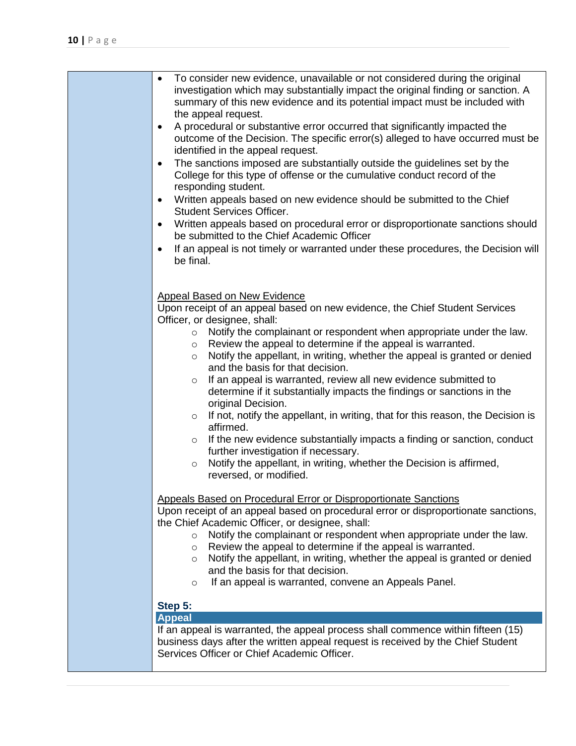- To consider new evidence, unavailable or not considered during the original investigation which may substantially impact the original finding or sanction. A summary of this new evidence and its potential impact must be included with the appeal request.
- A procedural or substantive error occurred that significantly impacted the outcome of the Decision. The specific error(s) alleged to have occurred must be identified in the appeal request.
- The sanctions imposed are substantially outside the guidelines set by the College for this type of offense or the cumulative conduct record of the responding student.
- Written appeals based on new evidence should be submitted to the Chief Student Services Officer.
- Written appeals based on procedural error or disproportionate sanctions should be submitted to the Chief Academic Officer
- If an appeal is not timely or warranted under these procedures, the Decision will be final.

<u>Appeal Based on New Evidence</u>

Upon receipt of an appeal based on new evidence, the Chief Student Services Officer, or designee, shall:

- Notify the complainant or respondent when appropriate under the law.
- Review the appeal to determine if the appeal is warranted.
- Notify the appellant, in writing, whether the appeal is granted or denied and the basis for that decision.
- If an appeal is warranted, review all new evidence submitted to determine if it substantially impacts the findings or sanctions in the original Decision.
- If not, notify the appellant, in writing, that for this reason, the Decision is affirmed.
- If the new evidence substantially impacts a finding or sanction, conduct further investigation if necessary.
- Notify the appellant, in writing, whether the Decision is affirmed, reversed, or modified.

<u>Appeals Based on Procedural Error or Disproportionate Sanctions</u>

Upon receipt of an appeal based on procedural error or disproportionate sanctions, the Chief Academic Officer, or designee, shall:

- Notify the complainant or respondent when appropriate under the law.
- Review the appeal to determine if the appeal is warranted.
- Notify the appellant, in writing, whether the appeal is granted or denied and the basis for that decision.
- If an appeal is warranted, convene an Appeals Panel.

**Step 5:**

**Appeal**

If an appeal is warranted, the appeal process shall commence within fifteen (15) business days after the written appeal request is received by the Chief Student Services Officer or Chief Academic Officer.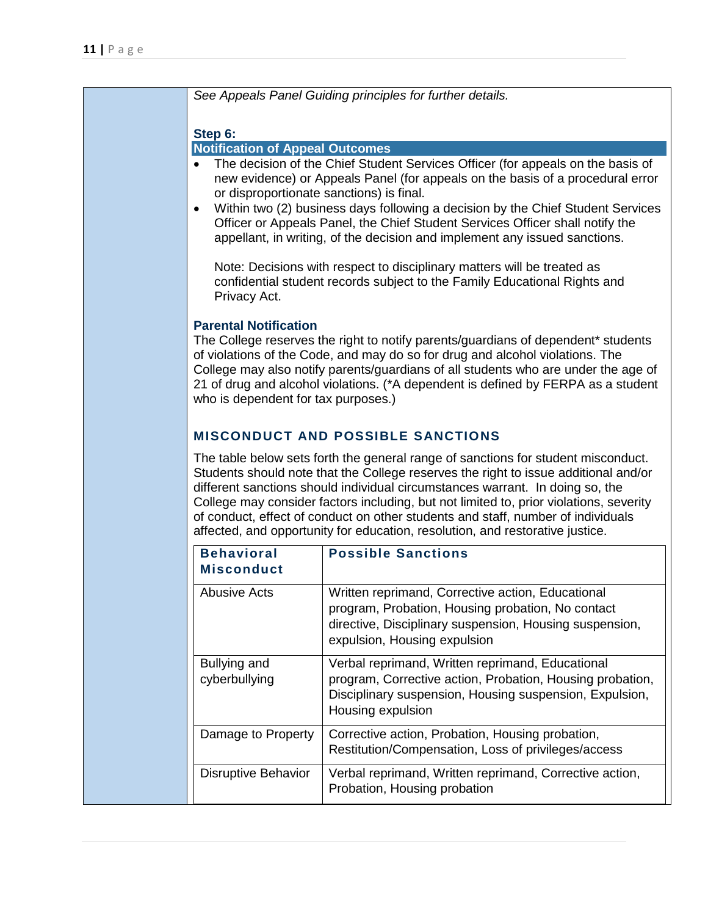*See Appeals Panel Guiding principles for further details.*

**Step 6:**

**Notification of Appeal Outcomes**

- The decision of the Chief Student Services Officer (for appeals on the basis of new evidence) or Appeals Panel (for appeals on the basis of a procedural error or disproportionate sanctions) is final.
- Within two (2) business days following a decision by the Chief Student Services Officer or Appeals Panel, the Chief Student Services Officer shall notify the appellant, in writing, of the decision and implement any issued sanctions.

  Note: Decisions with respect to disciplinary matters will be treated as confidential student records subject to the Family Educational Rights and Privacy Act.

**Parental Notification**

The College reserves the right to notify parents/guardians of dependent* students of violations of the Code, and may do so for drug and alcohol violations. The College may also notify parents/guardians of all students who are under the age of 21 of drug and alcohol violations. (*A dependent is defined by FERPA as a student who is dependent for tax purposes.)

## MISCONDUCT AND POSSIBLE SANCTIONS

The table below sets forth the general range of sanctions for student misconduct. Students should note that the College reserves the right to issue additional and/or different sanctions should individual circumstances warrant. In doing so, the College may consider factors including, but not limited to, prior violations, severity of conduct, effect of conduct on other students and staff, number of individuals affected, and opportunity for education, resolution, and restorative justice.

| Behavioral Misconduct | Possible Sanctions |
|---|---|
| Abusive Acts | Written reprimand, Corrective action, Educational program, Probation, Housing probation, No contact directive, Disciplinary suspension, Housing suspension, expulsion, Housing expulsion |
| Bullying and cyberbullying | Verbal reprimand, Written reprimand, Educational program, Corrective action, Probation, Housing probation, Disciplinary suspension, Housing suspension, Expulsion, Housing expulsion |
| Damage to Property | Corrective action, Probation, Housing probation, Restitution/Compensation, Loss of privileges/access |
| Disruptive Behavior | Verbal reprimand, Written reprimand, Corrective action, Probation, Housing probation |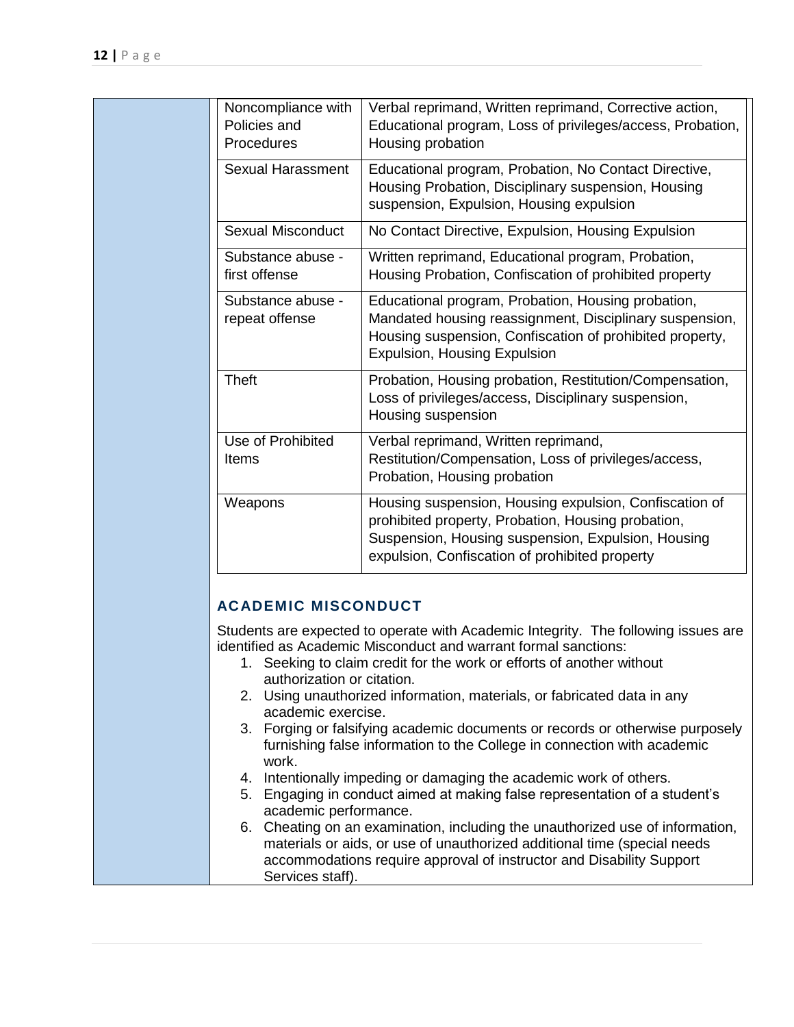| Noncompliance with Policies and Procedures | Verbal reprimand, Written reprimand, Corrective action, Educational program, Loss of privileges/access, Probation, Housing probation |
|---|---|
| Sexual Harassment | Educational program, Probation, No Contact Directive, Housing Probation, Disciplinary suspension, Housing suspension, Expulsion, Housing expulsion |
| Sexual Misconduct | No Contact Directive, Expulsion, Housing Expulsion |
| Substance abuse - first offense | Written reprimand, Educational program, Probation, Housing Probation, Confiscation of prohibited property |
| Substance abuse - repeat offense | Educational program, Probation, Housing probation, Mandated housing reassignment, Disciplinary suspension, Housing suspension, Confiscation of prohibited property, Expulsion, Housing Expulsion |
| Theft | Probation, Housing probation, Restitution/Compensation, Loss of privileges/access, Disciplinary suspension, Housing suspension |
| Use of Prohibited Items | Verbal reprimand, Written reprimand, Restitution/Compensation, Loss of privileges/access, Probation, Housing probation |
| Weapons | Housing suspension, Housing expulsion, Confiscation of prohibited property, Probation, Housing probation, Suspension, Housing suspension, Expulsion, Housing expulsion, Confiscation of prohibited property |

## ACADEMIC MISCONDUCT

Students are expected to operate with Academic Integrity. The following issues are identified as Academic Misconduct and warrant formal sanctions:

1. Seeking to claim credit for the work or efforts of another without authorization or citation.
2. Using unauthorized information, materials, or fabricated data in any academic exercise.
3. Forging or falsifying academic documents or records or otherwise purposely furnishing false information to the College in connection with academic work.
4. Intentionally impeding or damaging the academic work of others.
5. Engaging in conduct aimed at making false representation of a student's academic performance.
6. Cheating on an examination, including the unauthorized use of information, materials or aids, or use of unauthorized additional time (special needs accommodations require approval of instructor and Disability Support Services staff).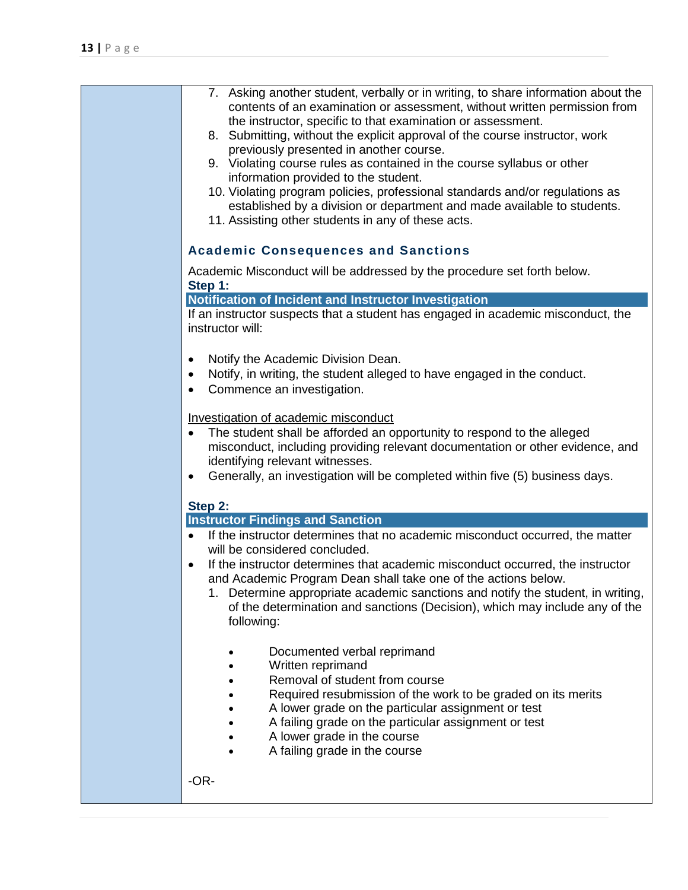7. Asking another student, verbally or in writing, to share information about the contents of an examination or assessment, without written permission from the instructor, specific to that examination or assessment.
8. Submitting, without the explicit approval of the course instructor, work previously presented in another course.
9. Violating course rules as contained in the course syllabus or other information provided to the student.
10. Violating program policies, professional standards and/or regulations as established by a division or department and made available to students.
11. Assisting other students in any of these acts.

### Academic Consequences and Sanctions

Academic Misconduct will be addressed by the procedure set forth below.

**Step 1:**

**Notification of Incident and Instructor Investigation**

If an instructor suspects that a student has engaged in academic misconduct, the instructor will:

- Notify the Academic Division Dean.
- Notify, in writing, the student alleged to have engaged in the conduct.
- Commence an investigation.

<u>Investigation of academic misconduct</u>

- The student shall be afforded an opportunity to respond to the alleged misconduct, including providing relevant documentation or other evidence, and identifying relevant witnesses.
- Generally, an investigation will be completed within five (5) business days.

**Step 2:**

**Instructor Findings and Sanction**

- If the instructor determines that no academic misconduct occurred, the matter will be considered concluded.
- If the instructor determines that academic misconduct occurred, the instructor and Academic Program Dean shall take one of the actions below.
  1. Determine appropriate academic sanctions and notify the student, in writing, of the determination and sanctions (Decision), which may include any of the following:
     - Documented verbal reprimand
     - Written reprimand
     - Removal of student from course
     - Required resubmission of the work to be graded on its merits
     - A lower grade on the particular assignment or test
     - A failing grade on the particular assignment or test
     - A lower grade in the course
     - A failing grade in the course

-OR-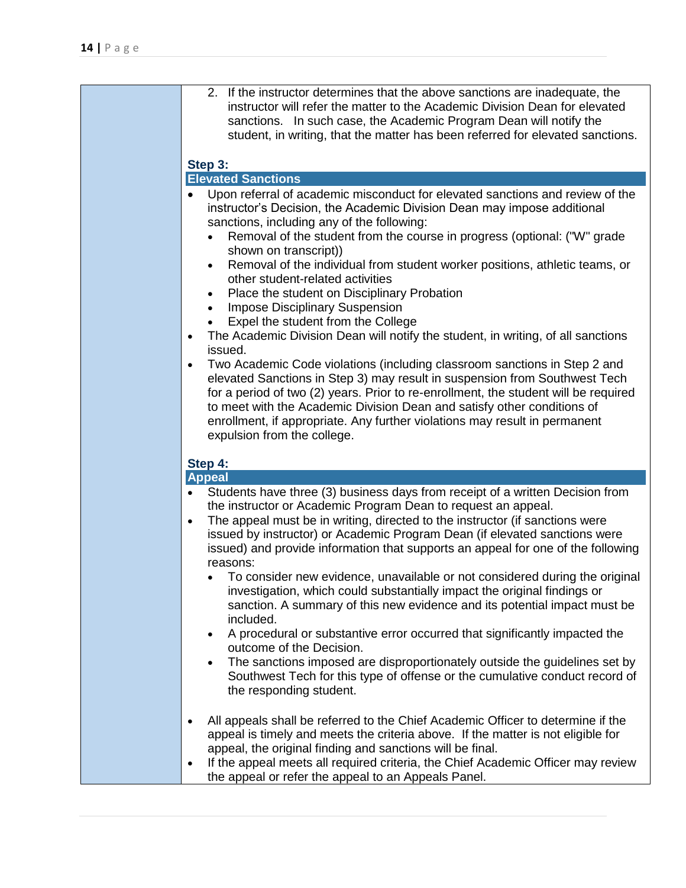2. If the instructor determines that the above sanctions are inadequate, the instructor will refer the matter to the Academic Division Dean for elevated sanctions. In such case, the Academic Program Dean will notify the student, in writing, that the matter has been referred for elevated sanctions.

**Step 3:**

**Elevated Sanctions**

- Upon referral of academic misconduct for elevated sanctions and review of the instructor's Decision, the Academic Division Dean may impose additional sanctions, including any of the following:
  - Removal of the student from the course in progress (optional: ("W" grade shown on transcript))
  - Removal of the individual from student worker positions, athletic teams, or other student-related activities
  - Place the student on Disciplinary Probation
  - Impose Disciplinary Suspension
  - Expel the student from the College
- The Academic Division Dean will notify the student, in writing, of all sanctions issued.
- Two Academic Code violations (including classroom sanctions in Step 2 and elevated Sanctions in Step 3) may result in suspension from Southwest Tech for a period of two (2) years. Prior to re-enrollment, the student will be required to meet with the Academic Division Dean and satisfy other conditions of enrollment, if appropriate. Any further violations may result in permanent expulsion from the college.

**Step 4:**

**Appeal**

- Students have three (3) business days from receipt of a written Decision from the instructor or Academic Program Dean to request an appeal.
- The appeal must be in writing, directed to the instructor (if sanctions were issued by instructor) or Academic Program Dean (if elevated sanctions were issued) and provide information that supports an appeal for one of the following reasons:
  - To consider new evidence, unavailable or not considered during the original investigation, which could substantially impact the original findings or sanction. A summary of this new evidence and its potential impact must be included.
  - A procedural or substantive error occurred that significantly impacted the outcome of the Decision.
  - The sanctions imposed are disproportionately outside the guidelines set by Southwest Tech for this type of offense or the cumulative conduct record of the responding student.

- All appeals shall be referred to the Chief Academic Officer to determine if the appeal is timely and meets the criteria above. If the matter is not eligible for appeal, the original finding and sanctions will be final.
- If the appeal meets all required criteria, the Chief Academic Officer may review the appeal or refer the appeal to an Appeals Panel.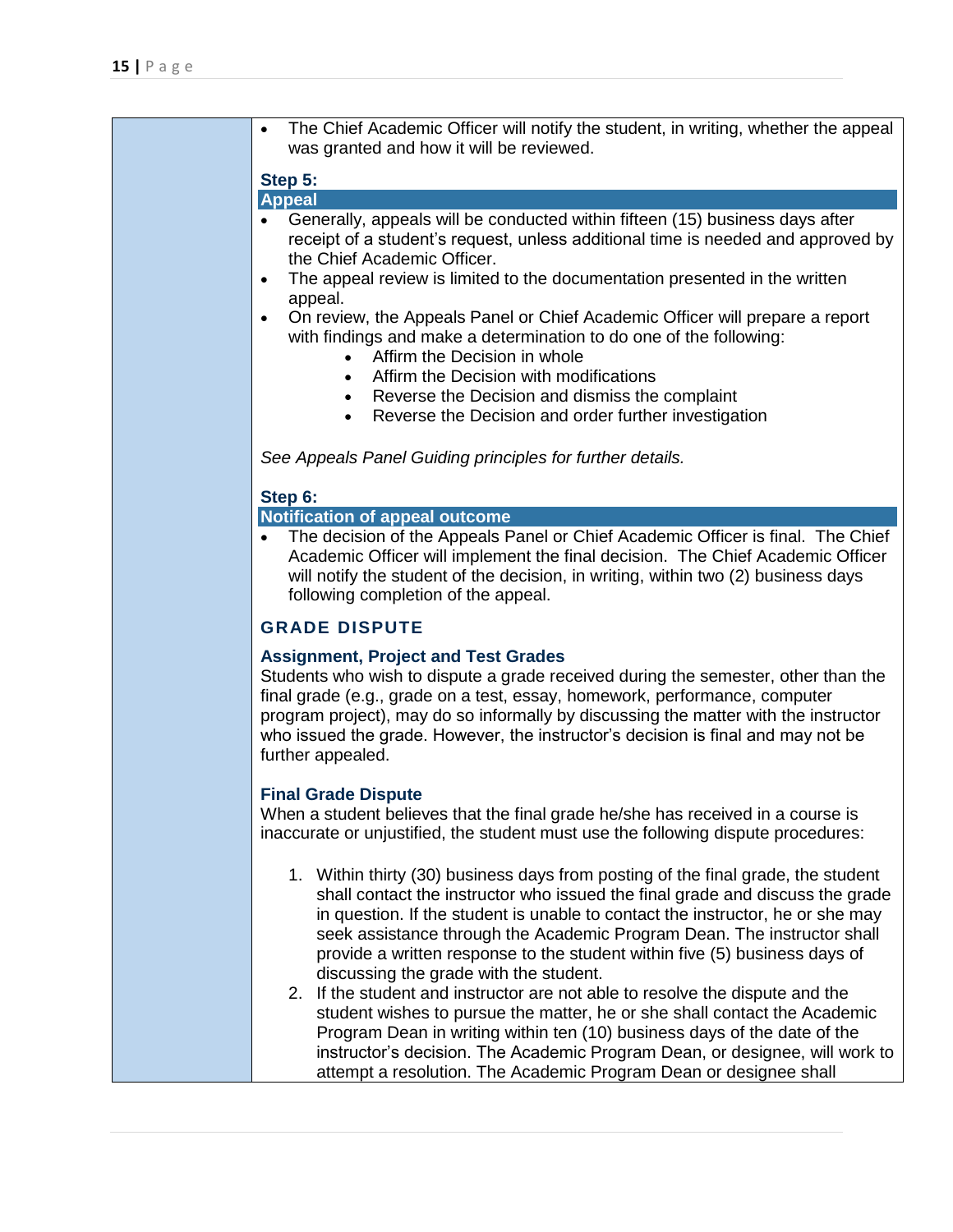- The Chief Academic Officer will notify the student, in writing, whether the appeal was granted and how it will be reviewed.

**Step 5:**

**Appeal**

- Generally, appeals will be conducted within fifteen (15) business days after receipt of a student's request, unless additional time is needed and approved by the Chief Academic Officer.
- The appeal review is limited to the documentation presented in the written appeal.
- On review, the Appeals Panel or Chief Academic Officer will prepare a report with findings and make a determination to do one of the following:
    - Affirm the Decision in whole
    - Affirm the Decision with modifications
    - Reverse the Decision and dismiss the complaint
    - Reverse the Decision and order further investigation

*See Appeals Panel Guiding principles for further details.*

**Step 6:**

**Notification of appeal outcome**

- The decision of the Appeals Panel or Chief Academic Officer is final. The Chief Academic Officer will implement the final decision. The Chief Academic Officer will notify the student of the decision, in writing, within two (2) business days following completion of the appeal.

## GRADE DISPUTE

### Assignment, Project and Test Grades

Students who wish to dispute a grade received during the semester, other than the final grade (e.g., grade on a test, essay, homework, performance, computer program project), may do so informally by discussing the matter with the instructor who issued the grade. However, the instructor's decision is final and may not be further appealed.

### Final Grade Dispute

When a student believes that the final grade he/she has received in a course is inaccurate or unjustified, the student must use the following dispute procedures:

1. Within thirty (30) business days from posting of the final grade, the student shall contact the instructor who issued the final grade and discuss the grade in question. If the student is unable to contact the instructor, he or she may seek assistance through the Academic Program Dean. The instructor shall provide a written response to the student within five (5) business days of discussing the grade with the student.
2. If the student and instructor are not able to resolve the dispute and the student wishes to pursue the matter, he or she shall contact the Academic Program Dean in writing within ten (10) business days of the date of the instructor's decision. The Academic Program Dean, or designee, will work to attempt a resolution. The Academic Program Dean or designee shall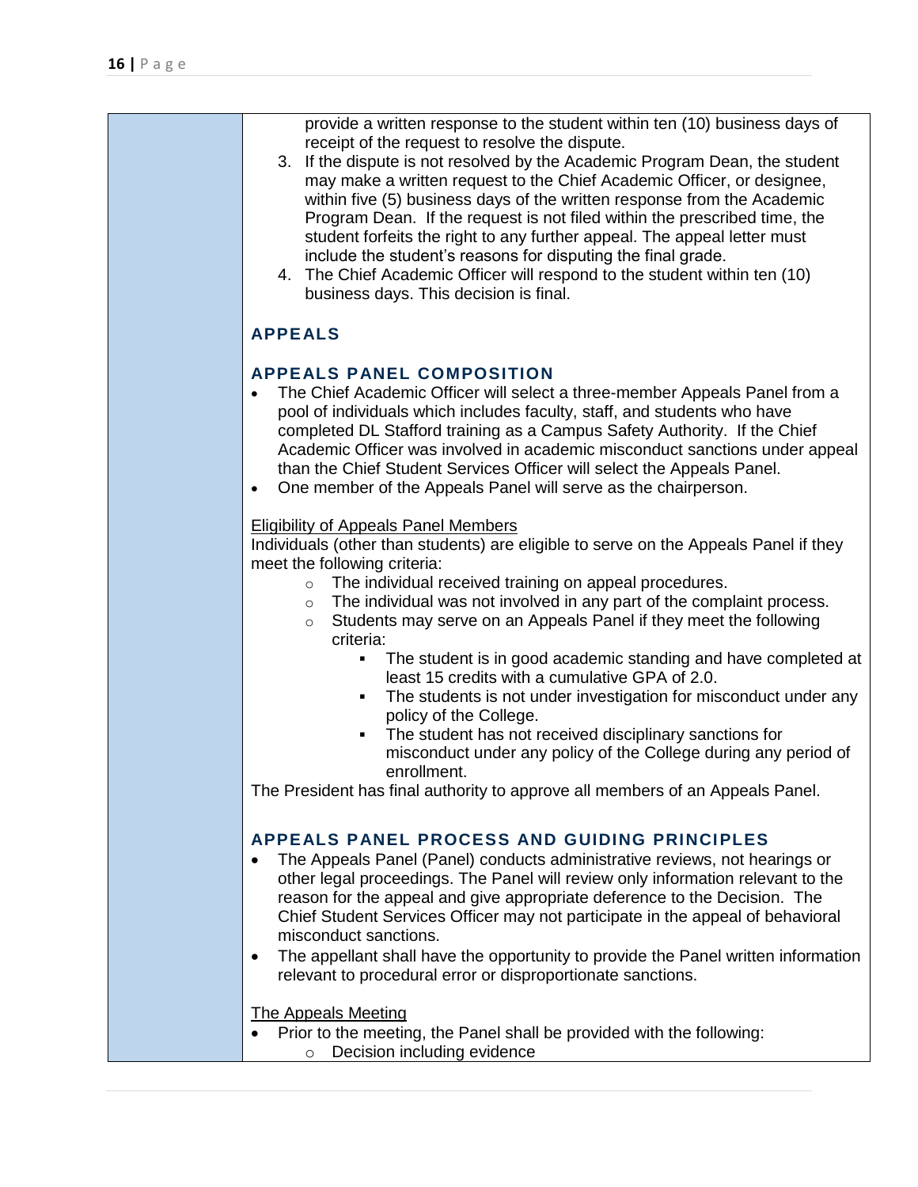provide a written response to the student within ten (10) business days of receipt of the request to resolve the dispute.

3. If the dispute is not resolved by the Academic Program Dean, the student may make a written request to the Chief Academic Officer, or designee, within five (5) business days of the written response from the Academic Program Dean. If the request is not filed within the prescribed time, the student forfeits the right to any further appeal. The appeal letter must include the student's reasons for disputing the final grade.
4. The Chief Academic Officer will respond to the student within ten (10) business days. This decision is final.

## APPEALS

### APPEALS PANEL COMPOSITION

- The Chief Academic Officer will select a three-member Appeals Panel from a pool of individuals which includes faculty, staff, and students who have completed DL Stafford training as a Campus Safety Authority. If the Chief Academic Officer was involved in academic misconduct sanctions under appeal than the Chief Student Services Officer will select the Appeals Panel.
- One member of the Appeals Panel will serve as the chairperson.

Eligibility of Appeals Panel Members

Individuals (other than students) are eligible to serve on the Appeals Panel if they meet the following criteria:

- The individual received training on appeal procedures.
- The individual was not involved in any part of the complaint process.
- Students may serve on an Appeals Panel if they meet the following criteria:
  - The student is in good academic standing and have completed at least 15 credits with a cumulative GPA of 2.0.
  - The students is not under investigation for misconduct under any policy of the College.
  - The student has not received disciplinary sanctions for misconduct under any policy of the College during any period of enrollment.

The President has final authority to approve all members of an Appeals Panel.

### APPEALS PANEL PROCESS AND GUIDING PRINCIPLES

- The Appeals Panel (Panel) conducts administrative reviews, not hearings or other legal proceedings. The Panel will review only information relevant to the reason for the appeal and give appropriate deference to the Decision. The Chief Student Services Officer may not participate in the appeal of behavioral misconduct sanctions.
- The appellant shall have the opportunity to provide the Panel written information relevant to procedural error or disproportionate sanctions.

The Appeals Meeting

- Prior to the meeting, the Panel shall be provided with the following:
  - Decision including evidence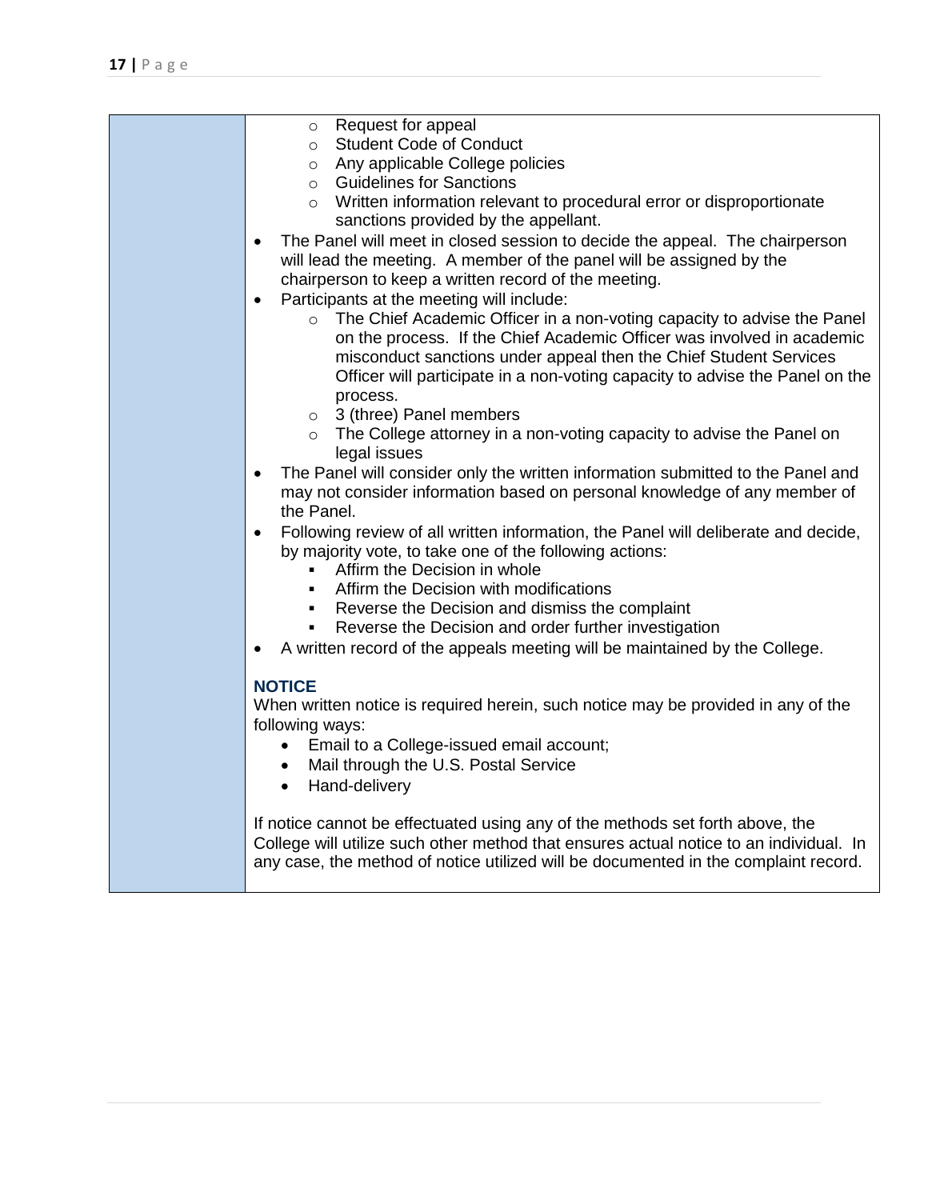- Request for appeal
    - Student Code of Conduct
    - Any applicable College policies
    - Guidelines for Sanctions
    - Written information relevant to procedural error or disproportionate sanctions provided by the appellant.
- The Panel will meet in closed session to decide the appeal. The chairperson will lead the meeting. A member of the panel will be assigned by the chairperson to keep a written record of the meeting.
- Participants at the meeting will include:
    - The Chief Academic Officer in a non-voting capacity to advise the Panel on the process. If the Chief Academic Officer was involved in academic misconduct sanctions under appeal then the Chief Student Services Officer will participate in a non-voting capacity to advise the Panel on the process.
    - 3 (three) Panel members
    - The College attorney in a non-voting capacity to advise the Panel on legal issues
- The Panel will consider only the written information submitted to the Panel and may not consider information based on personal knowledge of any member of the Panel.
- Following review of all written information, the Panel will deliberate and decide, by majority vote, to take one of the following actions:
    - Affirm the Decision in whole
    - Affirm the Decision with modifications
    - Reverse the Decision and dismiss the complaint
    - Reverse the Decision and order further investigation
- A written record of the appeals meeting will be maintained by the College.

**NOTICE**

When written notice is required herein, such notice may be provided in any of the following ways:

- Email to a College-issued email account;
- Mail through the U.S. Postal Service
- Hand-delivery

If notice cannot be effectuated using any of the methods set forth above, the College will utilize such other method that ensures actual notice to an individual. In any case, the method of notice utilized will be documented in the complaint record.